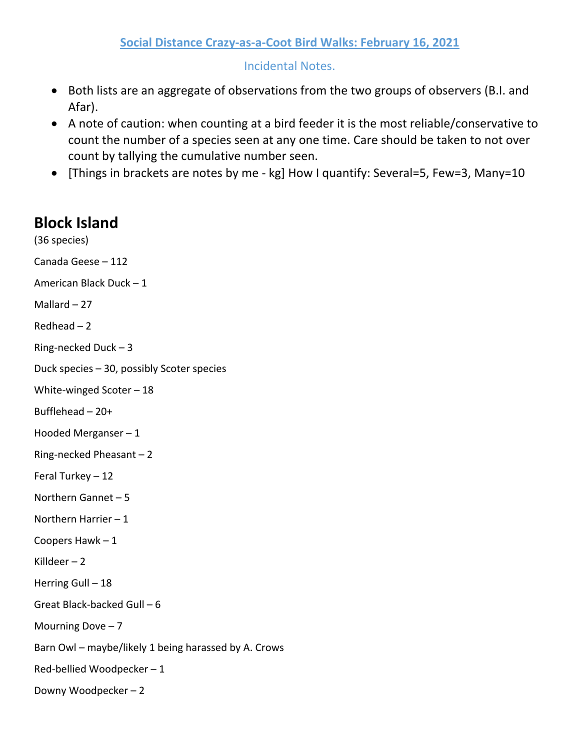## Social Distance Crazy-as-a-Coot Bird Walks: February 16, 2021

Incidental Notes.

- Both lists are an aggregate of observations from the two groups of observers (B.I. and Afar).
- A note of caution: when counting at a bird feeder it is the most reliable/conservative to count the number of a species seen at any one time. Care should be taken to not over count by tallying the cumulative number seen.
- [Things in brackets are notes by me - kg] How I quantify: Several=5, Few=3, Many=10

# Block Island

(36 species)

Canada Geese – 112

American Black Duck – 1

Mallard – 27

Redhead – 2

Ring-necked Duck – 3

Duck species – 30, possibly Scoter species

White-winged Scoter – 18

Bufflehead – 20+

Hooded Merganser – 1

Ring-necked Pheasant – 2

Feral Turkey – 12

Northern Gannet – 5

Northern Harrier – 1

Coopers Hawk – 1

Killdeer – 2

Herring Gull – 18

Great Black-backed Gull – 6

Mourning Dove – 7

Barn Owl – maybe/likely 1 being harassed by A. Crows

Red-bellied Woodpecker – 1

Downy Woodpecker – 2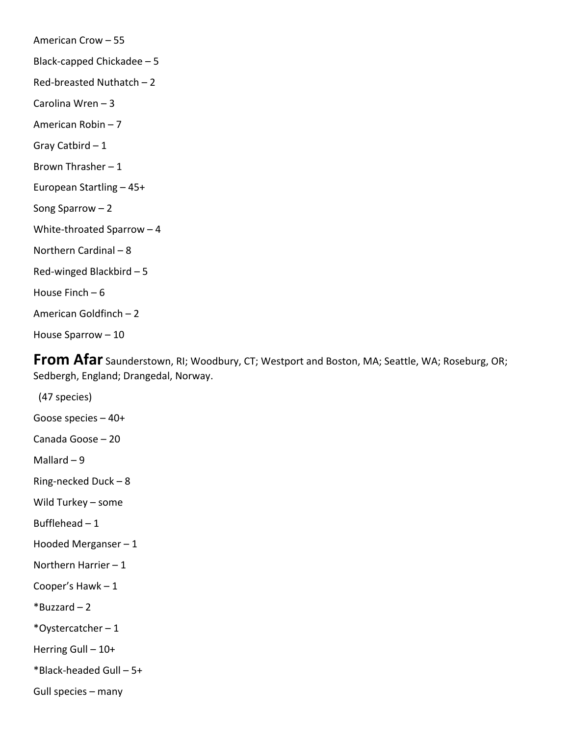American Crow – 55

Black-capped Chickadee – 5

Red-breasted Nuthatch – 2

Carolina Wren – 3

American Robin – 7

Gray Catbird – 1

Brown Thrasher – 1

European Startling – 45+

Song Sparrow – 2

White-throated Sparrow – 4

Northern Cardinal – 8

Red-winged Blackbird – 5

House Finch – 6

American Goldfinch – 2

House Sparrow – 10

## From Afar

Saunderstown, RI; Woodbury, CT; Westport and Boston, MA; Seattle, WA; Roseburg, OR; Sedbergh, England; Drangedal, Norway.

(47 species)

Goose species – 40+

Canada Goose – 20

Mallard – 9

Ring-necked Duck – 8

Wild Turkey – some

Bufflehead – 1

Hooded Merganser – 1

Northern Harrier – 1

Cooper's Hawk – 1

*Buzzard – 2

*Oystercatcher – 1

Herring Gull – 10+

*Black-headed Gull – 5+

Gull species – many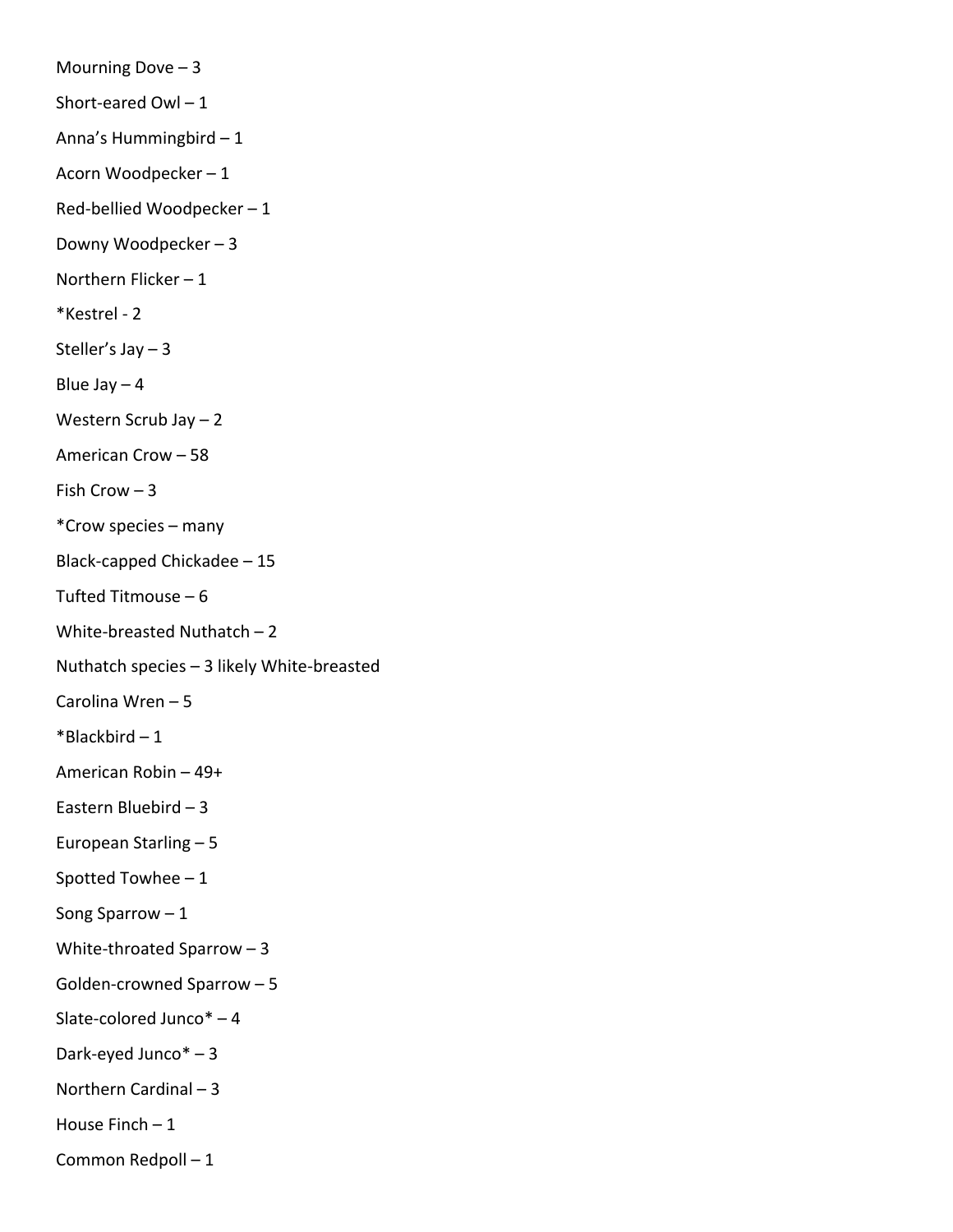Mourning Dove – 3

Short-eared Owl – 1

Anna's Hummingbird – 1

Acorn Woodpecker – 1

Red-bellied Woodpecker – 1

Downy Woodpecker – 3

Northern Flicker – 1

*Kestrel - 2

Steller's Jay – 3

Blue Jay – 4

Western Scrub Jay – 2

American Crow – 58

Fish Crow – 3

*Crow species – many

Black-capped Chickadee – 15

Tufted Titmouse – 6

White-breasted Nuthatch – 2

Nuthatch species – 3 likely White-breasted

Carolina Wren – 5

*Blackbird – 1

American Robin – 49+

Eastern Bluebird – 3

European Starling – 5

Spotted Towhee – 1

Song Sparrow – 1

White-throated Sparrow – 3

Golden-crowned Sparrow – 5

Slate-colored Junco* – 4

Dark-eyed Junco* – 3

Northern Cardinal – 3

House Finch – 1

Common Redpoll – 1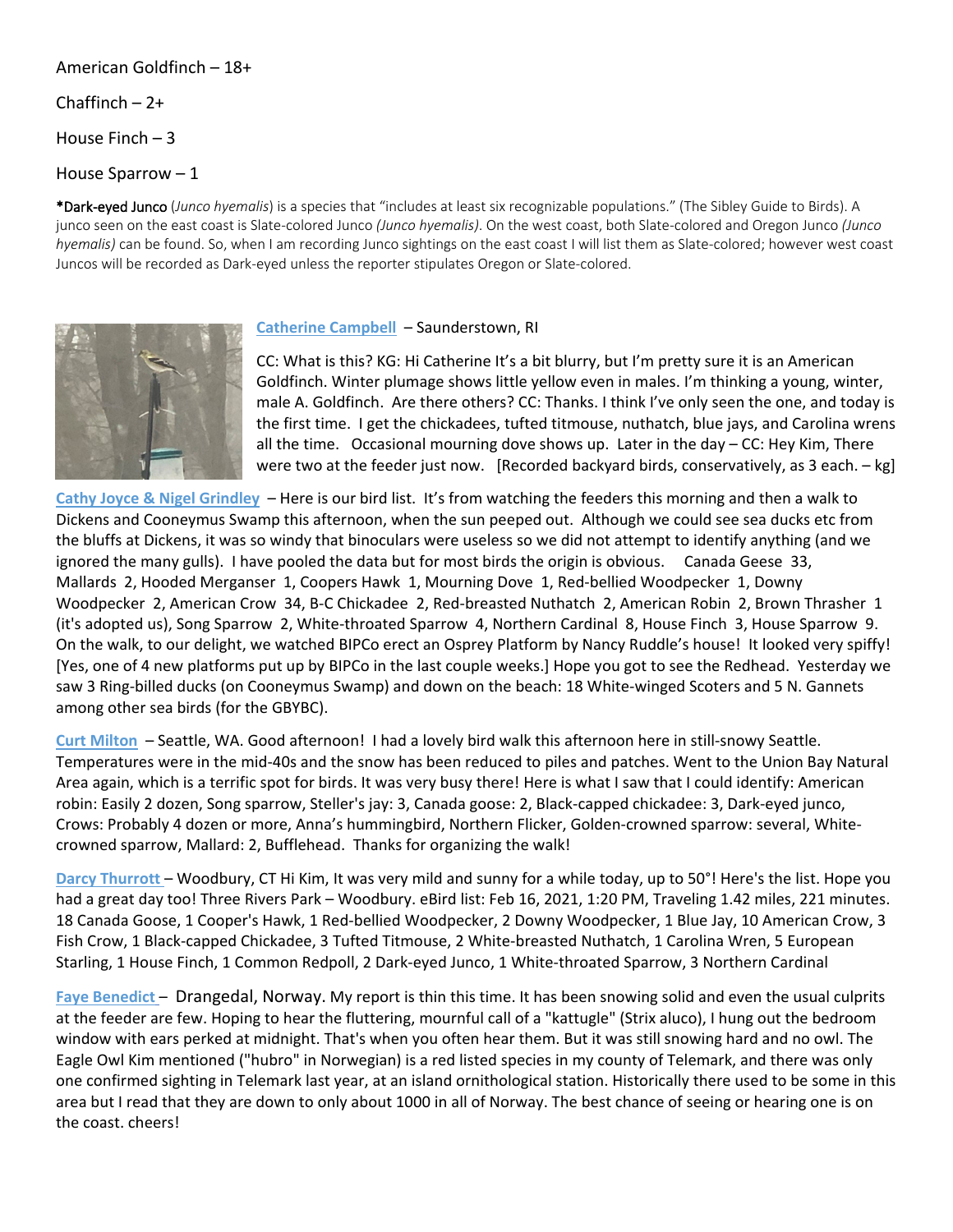American Goldfinch – 18+

Chaffinch – 2+

House Finch – 3

House Sparrow – 1

***Dark-eyed Junco** (*Junco hyemalis*) is a species that "includes at least six recognizable populations." (The Sibley Guide to Birds). A junco seen on the east coast is Slate-colored Junco *(Junco hyemalis)*. On the west coast, both Slate-colored and Oregon Junco *(Junco hyemalis)* can be found. So, when I am recording Junco sightings on the east coast I will list them as Slate-colored; however west coast Juncos will be recorded as Dark-eyed unless the reporter stipulates Oregon or Slate-colored.

**Catherine Campbell** – Saunderstown, RI

CC: What is this? KG: Hi Catherine It's a bit blurry, but I'm pretty sure it is an American Goldfinch. Winter plumage shows little yellow even in males. I'm thinking a young, winter, male A. Goldfinch. Are there others? CC: Thanks. I think I've only seen the one, and today is the first time. I get the chickadees, tufted titmouse, nuthatch, blue jays, and Carolina wrens all the time. Occasional mourning dove shows up. Later in the day – CC: Hey Kim, There were two at the feeder just now. [Recorded backyard birds, conservatively, as 3 each. – kg]

**Cathy Joyce & Nigel Grindley** – Here is our bird list. It's from watching the feeders this morning and then a walk to Dickens and Cooneymus Swamp this afternoon, when the sun peeped out. Although we could see sea ducks etc from the bluffs at Dickens, it was so windy that binoculars were useless so we did not attempt to identify anything (and we ignored the many gulls). I have pooled the data but for most birds the origin is obvious. Canada Geese 33, Mallards 2, Hooded Merganser 1, Coopers Hawk 1, Mourning Dove 1, Red-bellied Woodpecker 1, Downy Woodpecker 2, American Crow 34, B-C Chickadee 2, Red-breasted Nuthatch 2, American Robin 2, Brown Thrasher 1 (it's adopted us), Song Sparrow 2, White-throated Sparrow 4, Northern Cardinal 8, House Finch 3, House Sparrow 9. On the walk, to our delight, we watched BIPCo erect an Osprey Platform by Nancy Ruddle's house! It looked very spiffy! [Yes, one of 4 new platforms put up by BIPCo in the last couple weeks.] Hope you got to see the Redhead. Yesterday we saw 3 Ring-billed ducks (on Cooneymus Swamp) and down on the beach: 18 White-winged Scoters and 5 N. Gannets among other sea birds (for the GBYBC).

**Curt Milton** – Seattle, WA. Good afternoon! I had a lovely bird walk this afternoon here in still-snowy Seattle. Temperatures were in the mid-40s and the snow has been reduced to piles and patches. Went to the Union Bay Natural Area again, which is a terrific spot for birds. It was very busy there! Here is what I saw that I could identify: American robin: Easily 2 dozen, Song sparrow, Steller's jay: 3, Canada goose: 2, Black-capped chickadee: 3, Dark-eyed junco, Crows: Probably 4 dozen or more, Anna's hummingbird, Northern Flicker, Golden-crowned sparrow: several, White-crowned sparrow, Mallard: 2, Bufflehead. Thanks for organizing the walk!

**Darcy Thurrott** – Woodbury, CT Hi Kim, It was very mild and sunny for a while today, up to 50°! Here's the list. Hope you had a great day too! Three Rivers Park – Woodbury. eBird list: Feb 16, 2021, 1:20 PM, Traveling 1.42 miles, 221 minutes. 18 Canada Goose, 1 Cooper's Hawk, 1 Red-bellied Woodpecker, 2 Downy Woodpecker, 1 Blue Jay, 10 American Crow, 3 Fish Crow, 1 Black-capped Chickadee, 3 Tufted Titmouse, 2 White-breasted Nuthatch, 1 Carolina Wren, 5 European Starling, 1 House Finch, 1 Common Redpoll, 2 Dark-eyed Junco, 1 White-throated Sparrow, 3 Northern Cardinal

**Faye Benedict** – Drangedal, Norway. My report is thin this time. It has been snowing solid and even the usual culprits at the feeder are few. Hoping to hear the fluttering, mournful call of a "kattugle" (Strix aluco), I hung out the bedroom window with ears perked at midnight. That's when you often hear them. But it was still snowing hard and no owl. The Eagle Owl Kim mentioned ("hubro" in Norwegian) is a red listed species in my county of Telemark, and there was only one confirmed sighting in Telemark last year, at an island ornithological station. Historically there used to be some in this area but I read that they are down to only about 1000 in all of Norway. The best chance of seeing or hearing one is on the coast. cheers!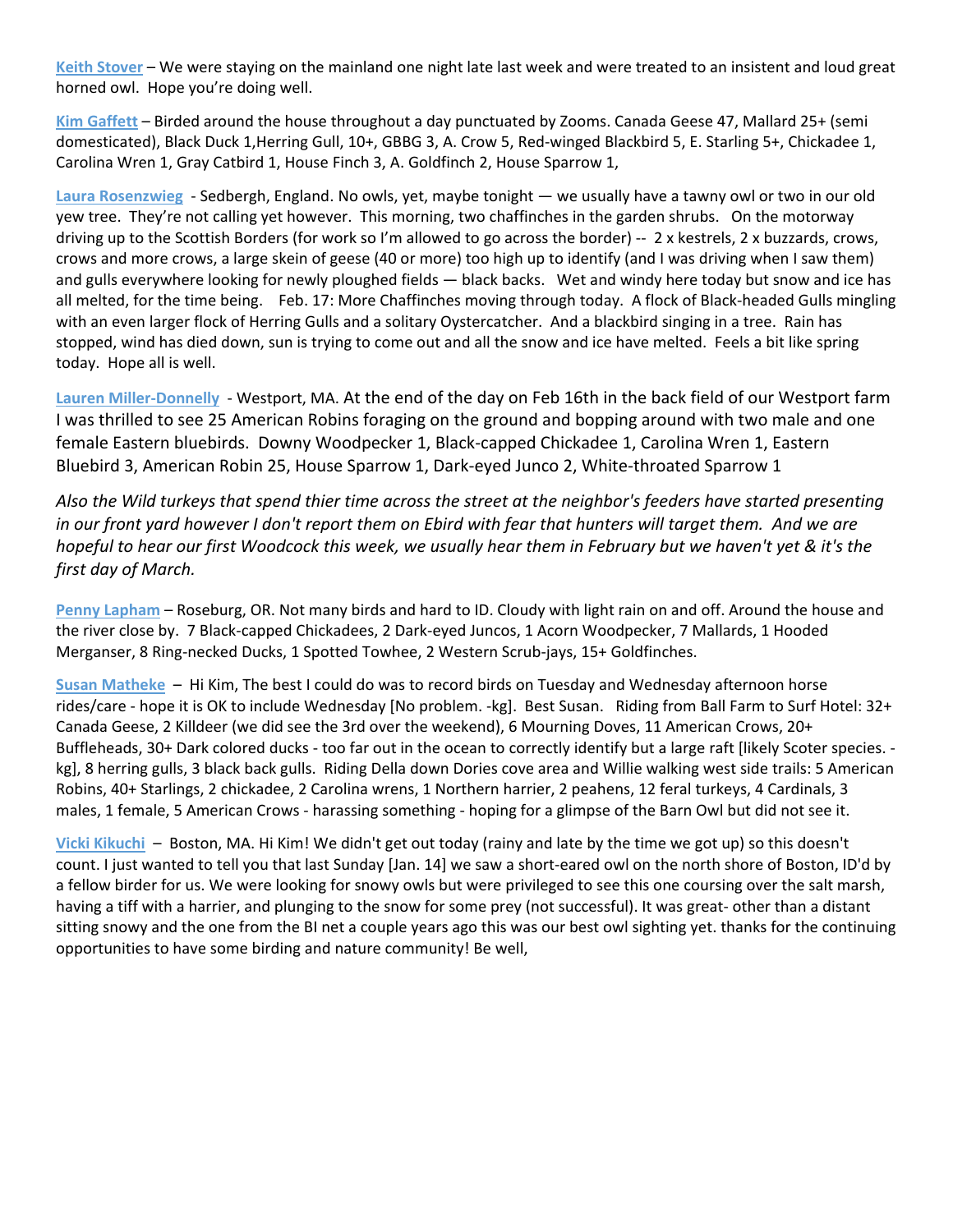**Keith Stover** – We were staying on the mainland one night late last week and were treated to an insistent and loud great horned owl. Hope you're doing well.

**Kim Gaffett** – Birded around the house throughout a day punctuated by Zooms. Canada Geese 47, Mallard 25+ (semi domesticated), Black Duck 1,Herring Gull, 10+, GBBG 3, A. Crow 5, Red-winged Blackbird 5, E. Starling 5+, Chickadee 1, Carolina Wren 1, Gray Catbird 1, House Finch 3, A. Goldfinch 2, House Sparrow 1,

**Laura Rosenzwieg** - Sedbergh, England. No owls, yet, maybe tonight — we usually have a tawny owl or two in our old yew tree. They're not calling yet however. This morning, two chaffinches in the garden shrubs. On the motorway driving up to the Scottish Borders (for work so I'm allowed to go across the border) -- 2 x kestrels, 2 x buzzards, crows, crows and more crows, a large skein of geese (40 or more) too high up to identify (and I was driving when I saw them) and gulls everywhere looking for newly ploughed fields — black backs. Wet and windy here today but snow and ice has all melted, for the time being. Feb. 17: More Chaffinches moving through today. A flock of Black-headed Gulls mingling with an even larger flock of Herring Gulls and a solitary Oystercatcher. And a blackbird singing in a tree. Rain has stopped, wind has died down, sun is trying to come out and all the snow and ice have melted. Feels a bit like spring today. Hope all is well.

**Lauren Miller-Donnelly** - Westport, MA. At the end of the day on Feb 16th in the back field of our Westport farm I was thrilled to see 25 American Robins foraging on the ground and bopping around with two male and one female Eastern bluebirds. Downy Woodpecker 1, Black-capped Chickadee 1, Carolina Wren 1, Eastern Bluebird 3, American Robin 25, House Sparrow 1, Dark-eyed Junco 2, White-throated Sparrow 1

*Also the Wild turkeys that spend thier time across the street at the neighbor's feeders have started presenting in our front yard however I don't report them on Ebird with fear that hunters will target them. And we are hopeful to hear our first Woodcock this week, we usually hear them in February but we haven't yet & it's the first day of March.*

**Penny Lapham** – Roseburg, OR. Not many birds and hard to ID. Cloudy with light rain on and off. Around the house and the river close by. 7 Black-capped Chickadees, 2 Dark-eyed Juncos, 1 Acorn Woodpecker, 7 Mallards, 1 Hooded Merganser, 8 Ring-necked Ducks, 1 Spotted Towhee, 2 Western Scrub-jays, 15+ Goldfinches.

**Susan Matheke** – Hi Kim, The best I could do was to record birds on Tuesday and Wednesday afternoon horse rides/care - hope it is OK to include Wednesday [No problem. -kg]. Best Susan. Riding from Ball Farm to Surf Hotel: 32+ Canada Geese, 2 Killdeer (we did see the 3rd over the weekend), 6 Mourning Doves, 11 American Crows, 20+ Buffleheads, 30+ Dark colored ducks - too far out in the ocean to correctly identify but a large raft [likely Scoter species. -kg], 8 herring gulls, 3 black back gulls. Riding Della down Dories cove area and Willie walking west side trails: 5 American Robins, 40+ Starlings, 2 chickadee, 2 Carolina wrens, 1 Northern harrier, 2 peahens, 12 feral turkeys, 4 Cardinals, 3 males, 1 female, 5 American Crows - harassing something - hoping for a glimpse of the Barn Owl but did not see it.

**Vicki Kikuchi** – Boston, MA. Hi Kim! We didn't get out today (rainy and late by the time we got up) so this doesn't count. I just wanted to tell you that last Sunday [Jan. 14] we saw a short-eared owl on the north shore of Boston, ID'd by a fellow birder for us. We were looking for snowy owls but were privileged to see this one coursing over the salt marsh, having a tiff with a harrier, and plunging to the snow for some prey (not successful). It was great- other than a distant sitting snowy and the one from the BI net a couple years ago this was our best owl sighting yet. thanks for the continuing opportunities to have some birding and nature community! Be well,